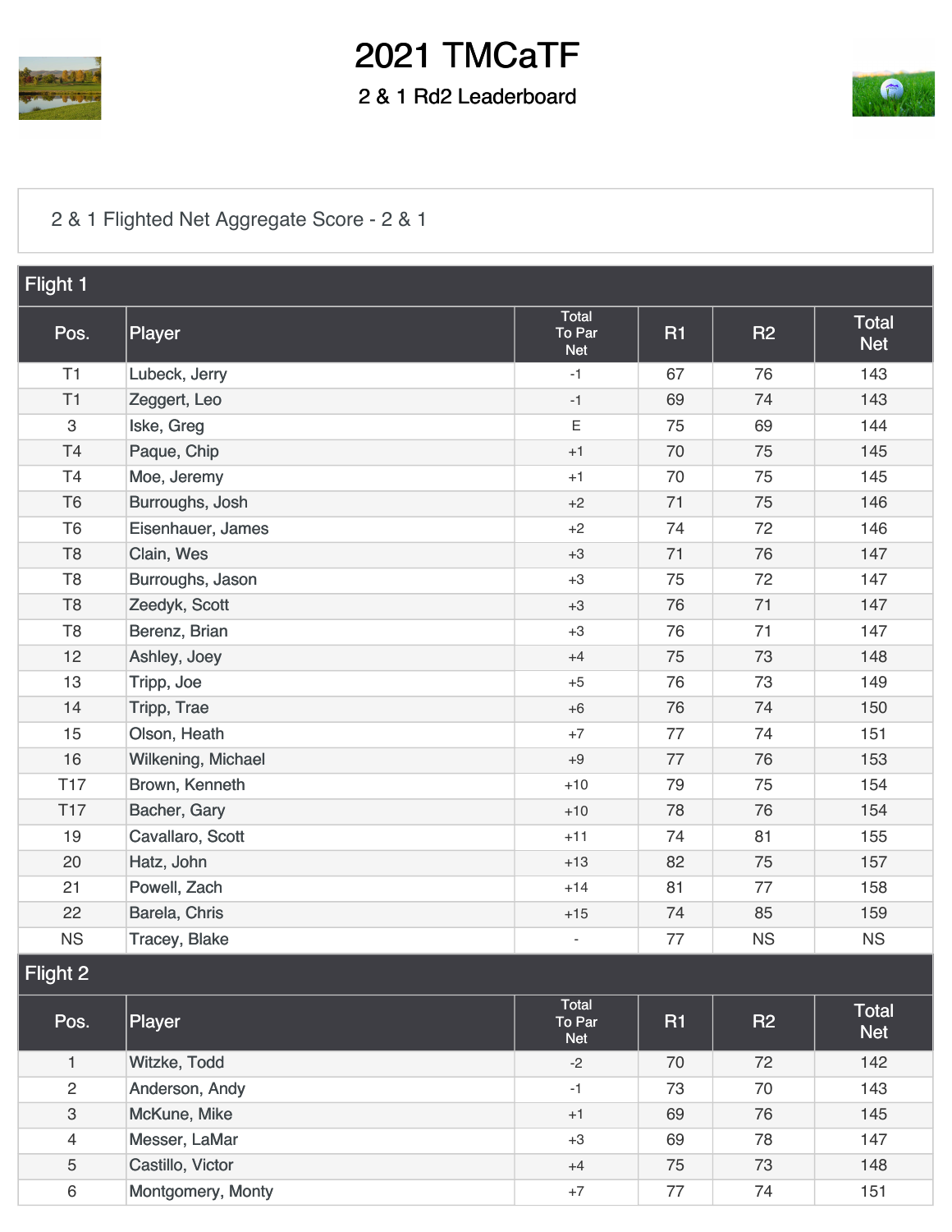# 2021 TMCaTF

## 2 & 1 Rd2 Leaderboard

2 & 1 Flighted Net Aggregate Score - 2 & 1

### Flight 1

| Pos. | Player | Total To Par Net | R1 | R2 | Total Net |
|---|---|---|---|---|---|
| T1 | Lubeck, Jerry | -1 | 67 | 76 | 143 |
| T1 | Zeggert, Leo | -1 | 69 | 74 | 143 |
| 3 | Iske, Greg | E | 75 | 69 | 144 |
| T4 | Paque, Chip | +1 | 70 | 75 | 145 |
| T4 | Moe, Jeremy | +1 | 70 | 75 | 145 |
| T6 | Burroughs, Josh | +2 | 71 | 75 | 146 |
| T6 | Eisenhauer, James | +2 | 74 | 72 | 146 |
| T8 | Clain, Wes | +3 | 71 | 76 | 147 |
| T8 | Burroughs, Jason | +3 | 75 | 72 | 147 |
| T8 | Zeedyk, Scott | +3 | 76 | 71 | 147 |
| T8 | Berenz, Brian | +3 | 76 | 71 | 147 |
| 12 | Ashley, Joey | +4 | 75 | 73 | 148 |
| 13 | Tripp, Joe | +5 | 76 | 73 | 149 |
| 14 | Tripp, Trae | +6 | 76 | 74 | 150 |
| 15 | Olson, Heath | +7 | 77 | 74 | 151 |
| 16 | Wilkening, Michael | +9 | 77 | 76 | 153 |
| T17 | Brown, Kenneth | +10 | 79 | 75 | 154 |
| T17 | Bacher, Gary | +10 | 78 | 76 | 154 |
| 19 | Cavallaro, Scott | +11 | 74 | 81 | 155 |
| 20 | Hatz, John | +13 | 82 | 75 | 157 |
| 21 | Powell, Zach | +14 | 81 | 77 | 158 |
| 22 | Barela, Chris | +15 | 74 | 85 | 159 |
| NS | Tracey, Blake | - | 77 | NS | NS |

### Flight 2

| Pos. | Player | Total To Par Net | R1 | R2 | Total Net |
|---|---|---|---|---|---|
| 1 | Witzke, Todd | -2 | 70 | 72 | 142 |
| 2 | Anderson, Andy | -1 | 73 | 70 | 143 |
| 3 | McKune, Mike | +1 | 69 | 76 | 145 |
| 4 | Messer, LaMar | +3 | 69 | 78 | 147 |
| 5 | Castillo, Victor | +4 | 75 | 73 | 148 |
| 6 | Montgomery, Monty | +7 | 77 | 74 | 151 |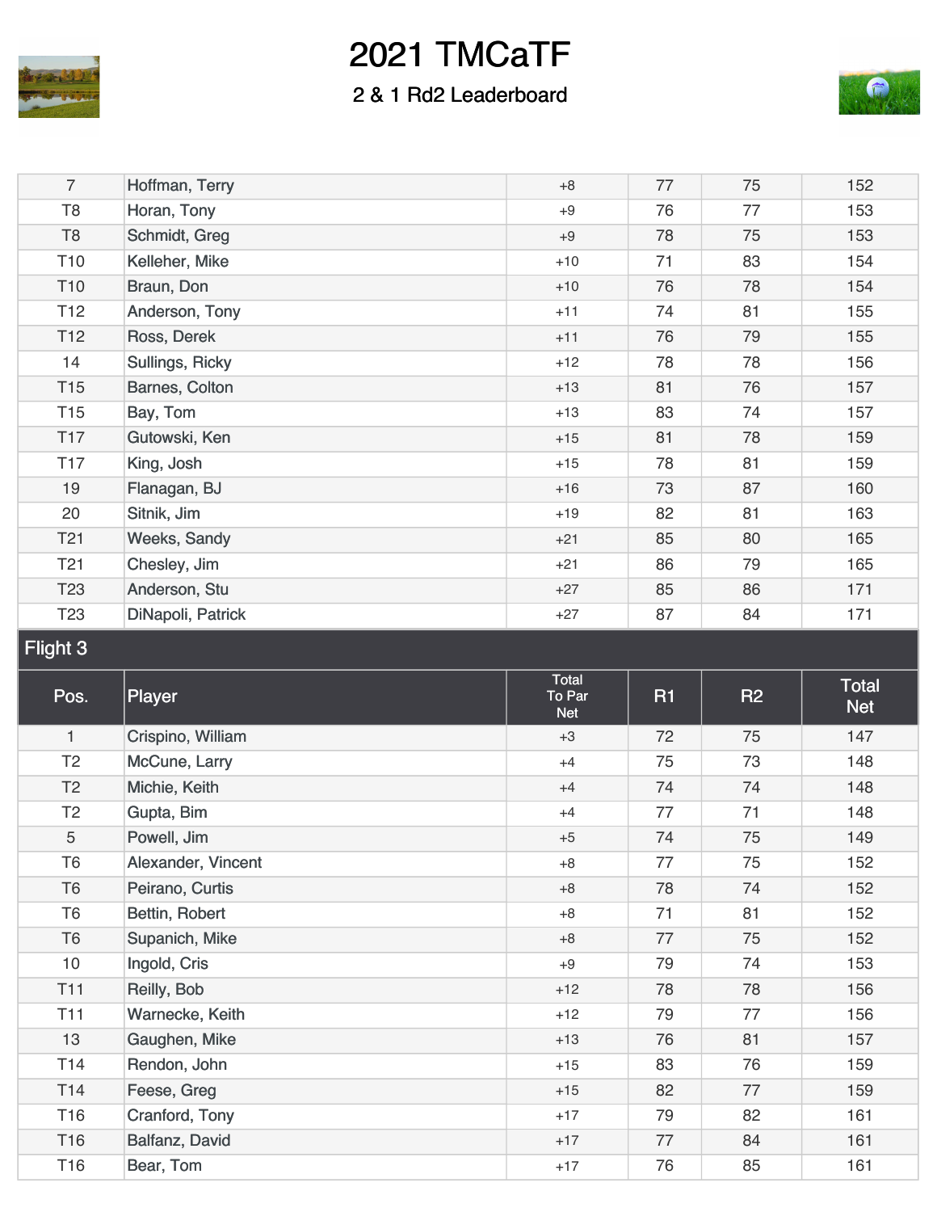# 2021 TMCaTF

## 2 & 1 Rd2 Leaderboard

| | | | | | |
|---|---|---|---|---|---|
| 7 | Hoffman, Terry | +8 | 77 | 75 | 152 |
| T8 | Horan, Tony | +9 | 76 | 77 | 153 |
| T8 | Schmidt, Greg | +9 | 78 | 75 | 153 |
| T10 | Kelleher, Mike | +10 | 71 | 83 | 154 |
| T10 | Braun, Don | +10 | 76 | 78 | 154 |
| T12 | Anderson, Tony | +11 | 74 | 81 | 155 |
| T12 | Ross, Derek | +11 | 76 | 79 | 155 |
| 14 | Sullings, Ricky | +12 | 78 | 78 | 156 |
| T15 | Barnes, Colton | +13 | 81 | 76 | 157 |
| T15 | Bay, Tom | +13 | 83 | 74 | 157 |
| T17 | Gutowski, Ken | +15 | 81 | 78 | 159 |
| T17 | King, Josh | +15 | 78 | 81 | 159 |
| 19 | Flanagan, BJ | +16 | 73 | 87 | 160 |
| 20 | Sitnik, Jim | +19 | 82 | 81 | 163 |
| T21 | Weeks, Sandy | +21 | 85 | 80 | 165 |
| T21 | Chesley, Jim | +21 | 86 | 79 | 165 |
| T23 | Anderson, Stu | +27 | 85 | 86 | 171 |
| T23 | DiNapoli, Patrick | +27 | 87 | 84 | 171 |

### Flight 3

| Pos. | Player | Total To Par Net | R1 | R2 | Total Net |
|---|---|---|---|---|---|
| 1 | Crispino, William | +3 | 72 | 75 | 147 |
| T2 | McCune, Larry | +4 | 75 | 73 | 148 |
| T2 | Michie, Keith | +4 | 74 | 74 | 148 |
| T2 | Gupta, Bim | +4 | 77 | 71 | 148 |
| 5 | Powell, Jim | +5 | 74 | 75 | 149 |
| T6 | Alexander, Vincent | +8 | 77 | 75 | 152 |
| T6 | Peirano, Curtis | +8 | 78 | 74 | 152 |
| T6 | Bettin, Robert | +8 | 71 | 81 | 152 |
| T6 | Supanich, Mike | +8 | 77 | 75 | 152 |
| 10 | Ingold, Cris | +9 | 79 | 74 | 153 |
| T11 | Reilly, Bob | +12 | 78 | 78 | 156 |
| T11 | Warnecke, Keith | +12 | 79 | 77 | 156 |
| 13 | Gaughen, Mike | +13 | 76 | 81 | 157 |
| T14 | Rendon, John | +15 | 83 | 76 | 159 |
| T14 | Feese, Greg | +15 | 82 | 77 | 159 |
| T16 | Cranford, Tony | +17 | 79 | 82 | 161 |
| T16 | Balfanz, David | +17 | 77 | 84 | 161 |
| T16 | Bear, Tom | +17 | 76 | 85 | 161 |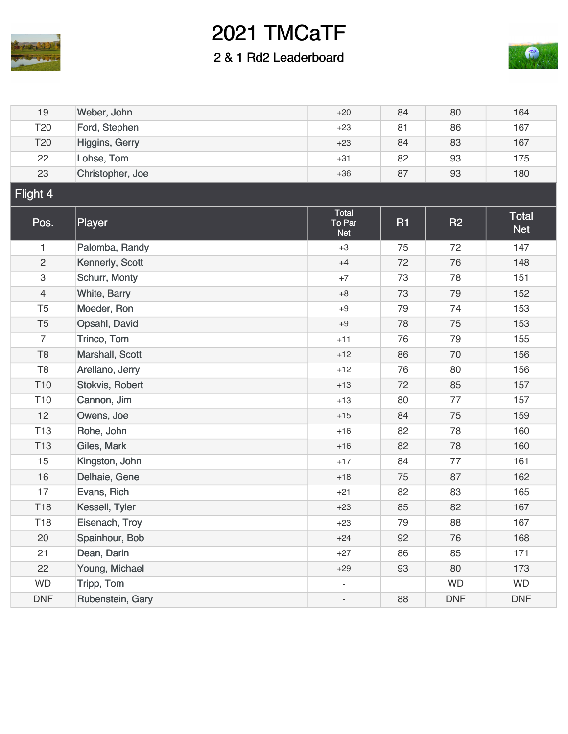# 2021 TMCaTF

## 2 & 1 Rd2 Leaderboard

| | | | | | |
|---|---|---|---|---|---|
| 19 | Weber, John | +20 | 84 | 80 | 164 |
| T20 | Ford, Stephen | +23 | 81 | 86 | 167 |
| T20 | Higgins, Gerry | +23 | 84 | 83 | 167 |
| 22 | Lohse, Tom | +31 | 82 | 93 | 175 |
| 23 | Christopher, Joe | +36 | 87 | 93 | 180 |

### Flight 4

| Pos. | Player | Total To Par Net | R1 | R2 | Total Net |
|---|---|---|---|---|---|
| 1 | Palomba, Randy | +3 | 75 | 72 | 147 |
| 2 | Kennerly, Scott | +4 | 72 | 76 | 148 |
| 3 | Schurr, Monty | +7 | 73 | 78 | 151 |
| 4 | White, Barry | +8 | 73 | 79 | 152 |
| T5 | Moeder, Ron | +9 | 79 | 74 | 153 |
| T5 | Opsahl, David | +9 | 78 | 75 | 153 |
| 7 | Trinco, Tom | +11 | 76 | 79 | 155 |
| T8 | Marshall, Scott | +12 | 86 | 70 | 156 |
| T8 | Arellano, Jerry | +12 | 76 | 80 | 156 |
| T10 | Stokvis, Robert | +13 | 72 | 85 | 157 |
| T10 | Cannon, Jim | +13 | 80 | 77 | 157 |
| 12 | Owens, Joe | +15 | 84 | 75 | 159 |
| T13 | Rohe, John | +16 | 82 | 78 | 160 |
| T13 | Giles, Mark | +16 | 82 | 78 | 160 |
| 15 | Kingston, John | +17 | 84 | 77 | 161 |
| 16 | Delhaie, Gene | +18 | 75 | 87 | 162 |
| 17 | Evans, Rich | +21 | 82 | 83 | 165 |
| T18 | Kessell, Tyler | +23 | 85 | 82 | 167 |
| T18 | Eisenach, Troy | +23 | 79 | 88 | 167 |
| 20 | Spainhour, Bob | +24 | 92 | 76 | 168 |
| 21 | Dean, Darin | +27 | 86 | 85 | 171 |
| 22 | Young, Michael | +29 | 93 | 80 | 173 |
| WD | Tripp, Tom | - | | WD | WD |
| DNF | Rubenstein, Gary | - | 88 | DNF | DNF |